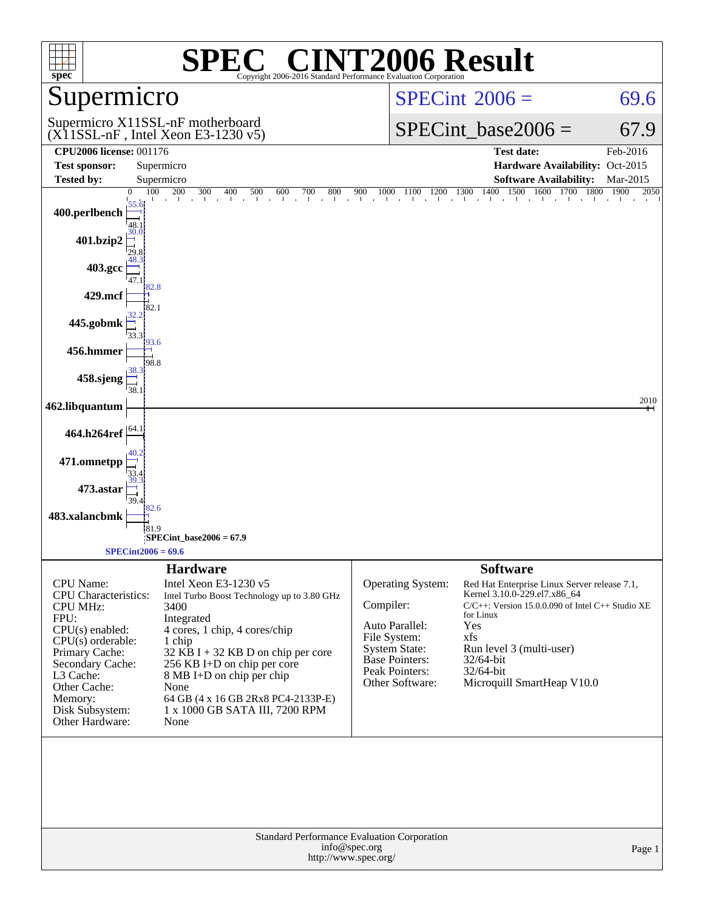# SPEC® CINT2006 Result

Copyright 2006-2016 Standard Performance Evaluation Corporation

## Supermicro

Supermicro X11SSL-nF motherboard (X11SSL-nF , Intel Xeon E3-1230 v5)

SPECint 2006 = 69.6

SPECint_base2006 = 67.9

| | | | |
|---|---|---|---|
| **CPU2006 license:** 001176 | | **Test date:** | Feb-2016 |
| **Test sponsor:** | Supermicro | **Hardware Availability:** | Oct-2015 |
| **Tested by:** | Supermicro | **Software Availability:** | Mar-2015 |

| Benchmark | Peak | Base |
|---|---|---|
| 400.perlbench | 55.6 | 48.1 |
| 401.bzip2 | 30.0 | 29.8 |
| 403.gcc | 48.3 | 47.1 |
| 429.mcf | 82.8 | 82.1 |
| 445.gobmk | 32.2 | 33.3 |
| 456.hmmer | 93.6 | 98.8 |
| 458.sjeng | 38.3 | 38.1 |
| 462.libquantum | 2010 | 2010 |
| 464.h264ref | 64.1 | 64.1 |
| 471.omnetpp | 40.2 | 33.4 |
| 473.astar | 39.3 | 39.4 |
| 483.xalancbmk | 82.6 | 81.9 |

SPECint_base2006 = 67.9

SPECint2006 = 69.6

### Hardware

| | |
|---|---|
| CPU Name: | Intel Xeon E3-1230 v5 |
| CPU Characteristics: | Intel Turbo Boost Technology up to 3.80 GHz |
| CPU MHz: | 3400 |
| FPU: | Integrated |
| CPU(s) enabled: | 4 cores, 1 chip, 4 cores/chip |
| CPU(s) orderable: | 1 chip |
| Primary Cache: | 32 KB I + 32 KB D on chip per core |
| Secondary Cache: | 256 KB I+D on chip per core |
| L3 Cache: | 8 MB I+D on chip per chip |
| Other Cache: | None |
| Memory: | 64 GB (4 x 16 GB 2Rx8 PC4-2133P-E) |
| Disk Subsystem: | 1 x 1000 GB SATA III, 7200 RPM |
| Other Hardware: | None |

### Software

| | |
|---|---|
| Operating System: | Red Hat Enterprise Linux Server release 7.1, Kernel 3.10.0-229.el7.x86_64 |
| Compiler: | C/C++: Version 15.0.0.090 of Intel C++ Studio XE for Linux |
| Auto Parallel: | Yes |
| File System: | xfs |
| System State: | Run level 3 (multi-user) |
| Base Pointers: | 32/64-bit |
| Peak Pointers: | 32/64-bit |
| Other Software: | Microquill SmartHeap V10.0 |

Standard Performance Evaluation Corporation
info@spec.org
http://www.spec.org/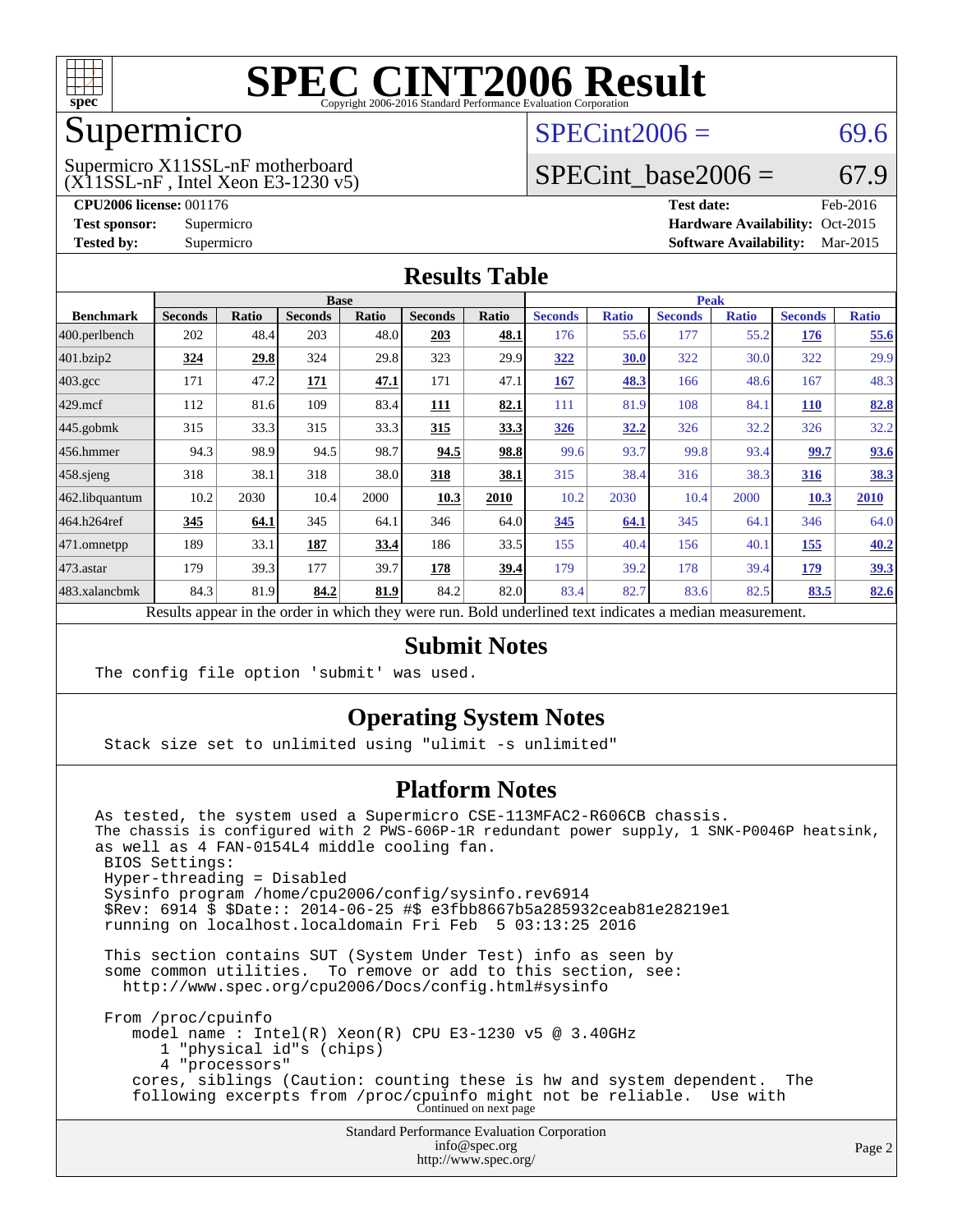# SPEC CINT2006 Result

Copyright 2006-2016 Standard Performance Evaluation Corporation

## Supermicro

Supermicro X11SSL-nF motherboard
(X11SSL-nF , Intel Xeon E3-1230 v5)

SPECint2006 = 69.6

SPECint_base2006 = 67.9

**CPU2006 license:** 001176
**Test sponsor:** Supermicro
**Tested by:** Supermicro

**Test date:** Feb-2016
**Hardware Availability:** Oct-2015
**Software Availability:** Mar-2015

## Results Table

| Benchmark | Base | | | | | | Peak | | | | | |
|---|---|---|---|---|---|---|---|---|---|---|---|---|
| | Seconds | Ratio | Seconds | Ratio | Seconds | Ratio | Seconds | Ratio | Seconds | Ratio | Seconds | Ratio |
| 400.perlbench | 202 | 48.4 | 203 | 48.0 | **203** | **48.1** | 176 | 55.6 | 177 | 55.2 | **176** | **55.6** |
| 401.bzip2 | **324** | **29.8** | 324 | 29.8 | 323 | 29.9 | **322** | **30.0** | 322 | 30.0 | 322 | 29.9 |
| 403.gcc | 171 | 47.2 | **171** | **47.1** | 171 | 47.1 | **167** | **48.3** | 166 | 48.6 | 167 | 48.3 |
| 429.mcf | 112 | 81.6 | 109 | 83.4 | **111** | **82.1** | 111 | 81.9 | 108 | 84.1 | **110** | **82.8** |
| 445.gobmk | 315 | 33.3 | 315 | 33.3 | **315** | **33.3** | **326** | **32.2** | 326 | 32.2 | 326 | 32.2 |
| 456.hmmer | 94.3 | 98.9 | 94.5 | 98.7 | **94.5** | **98.8** | 99.6 | 93.7 | 99.8 | 93.4 | **99.7** | **93.6** |
| 458.sjeng | 318 | 38.1 | 318 | 38.0 | **318** | **38.1** | 315 | 38.4 | 316 | 38.3 | **316** | **38.3** |
| 462.libquantum | 10.2 | 2030 | 10.4 | 2000 | **10.3** | **2010** | 10.2 | 2030 | 10.4 | 2000 | **10.3** | **2010** |
| 464.h264ref | **345** | **64.1** | 345 | 64.1 | 346 | 64.0 | **345** | **64.1** | 345 | 64.1 | 346 | 64.0 |
| 471.omnetpp | 189 | 33.1 | **187** | **33.4** | 186 | 33.5 | 155 | 40.4 | 156 | 40.1 | **155** | **40.2** |
| 473.astar | 179 | 39.3 | 177 | 39.7 | **178** | **39.4** | 179 | 39.2 | 178 | 39.4 | **179** | **39.3** |
| 483.xalancbmk | 84.3 | 81.9 | **84.2** | **81.9** | 84.2 | 82.0 | 83.4 | 82.7 | 83.6 | 82.5 | **83.5** | **82.6** |

Results appear in the order in which they were run. Bold underlined text indicates a median measurement.

## Submit Notes

```
The config file option 'submit' was used.
```

## Operating System Notes

```
Stack size set to unlimited using "ulimit -s unlimited"
```

## Platform Notes

```
As tested, the system used a Supermicro CSE-113MFAC2-R606CB chassis.
The chassis is configured with 2 PWS-606P-1R redundant power supply, 1 SNK-P0046P heatsink,
as well as 4 FAN-0154L4 middle cooling fan.
 BIOS Settings:
 Hyper-threading = Disabled
 Sysinfo program /home/cpu2006/config/sysinfo.rev6914
 $Rev: 6914 $ $Date:: 2014-06-25 #$ e3fbb8667b5a285932ceab81e28219e1
 running on localhost.localdomain Fri Feb  5 03:13:25 2016

 This section contains SUT (System Under Test) info as seen by
 some common utilities.  To remove or add to this section, see:
   http://www.spec.org/cpu2006/Docs/config.html#sysinfo

 From /proc/cpuinfo
    model name : Intel(R) Xeon(R) CPU E3-1230 v5 @ 3.40GHz
       1 "physical id"s (chips)
       4 "processors"
    cores, siblings (Caution: counting these is hw and system dependent.  The
    following excerpts from /proc/cpuinfo might not be reliable.  Use with
```

Continued on next page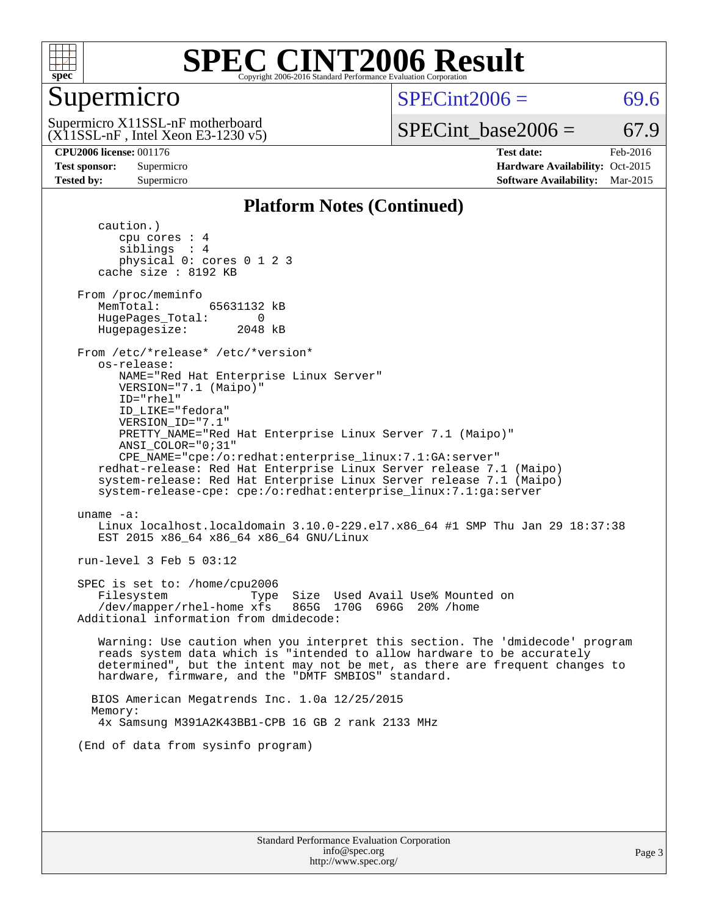# SPEC CINT2006 Result

## Supermicro

Supermicro X11SSL-nF motherboard
(X11SSL-nF , Intel Xeon E3-1230 v5)

SPECint2006 = 69.6

SPECint_base2006 = 67.9

**CPU2006 license:** 001176
**Test sponsor:** Supermicro
**Tested by:** Supermicro

**Test date:** Feb-2016
**Hardware Availability:** Oct-2015
**Software Availability:** Mar-2015

### Platform Notes (Continued)

```
      caution.)
         cpu cores : 4
         siblings  : 4
         physical 0: cores 0 1 2 3
      cache size : 8192 KB

   From /proc/meminfo
      MemTotal:       65631132 kB
      HugePages_Total:       0
      Hugepagesize:       2048 kB

   From /etc/*release* /etc/*version*
      os-release:
         NAME="Red Hat Enterprise Linux Server"
         VERSION="7.1 (Maipo)"
         ID="rhel"
         ID_LIKE="fedora"
         VERSION_ID="7.1"
         PRETTY_NAME="Red Hat Enterprise Linux Server 7.1 (Maipo)"
         ANSI_COLOR="0;31"
         CPE_NAME="cpe:/o:redhat:enterprise_linux:7.1:GA:server"
      redhat-release: Red Hat Enterprise Linux Server release 7.1 (Maipo)
      system-release: Red Hat Enterprise Linux Server release 7.1 (Maipo)
      system-release-cpe: cpe:/o:redhat:enterprise_linux:7.1:ga:server

   uname -a:
      Linux localhost.localdomain 3.10.0-229.el7.x86_64 #1 SMP Thu Jan 29 18:37:38
      EST 2015 x86_64 x86_64 x86_64 GNU/Linux

   run-level 3 Feb 5 03:12

   SPEC is set to: /home/cpu2006
      Filesystem             Type  Size  Used Avail Use% Mounted on
      /dev/mapper/rhel-home xfs   865G  170G  696G  20% /home
   Additional information from dmidecode:

      Warning: Use caution when you interpret this section. The 'dmidecode' program
      reads system data which is "intended to allow hardware to be accurately
      determined", but the intent may not be met, as there are frequent changes to
      hardware, firmware, and the "DMTF SMBIOS" standard.

     BIOS American Megatrends Inc. 1.0a 12/25/2015
     Memory:
      4x Samsung M391A2K43BB1-CPB 16 GB 2 rank 2133 MHz

   (End of data from sysinfo program)
```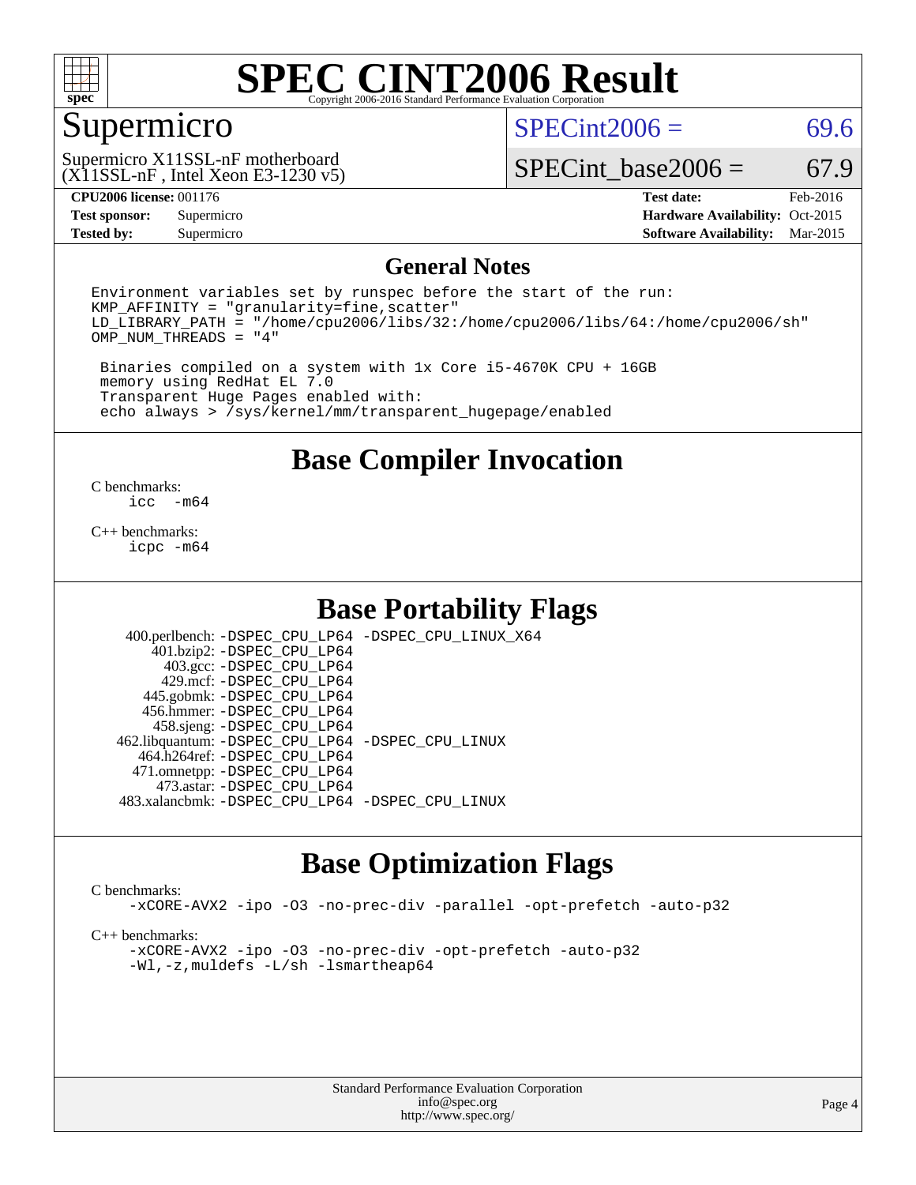# SPEC CINT2006 Result

Copyright 2006-2016 Standard Performance Evaluation Corporation

## Supermicro

Supermicro X11SSL-nF motherboard
(X11SSL-nF , Intel Xeon E3-1230 v5)

SPECint2006 = 69.6

SPECint_base2006 = 67.9

**CPU2006 license:** 001176
**Test sponsor:** Supermicro
**Tested by:** Supermicro

**Test date:** Feb-2016
**Hardware Availability:** Oct-2015
**Software Availability:** Mar-2015

## General Notes

```
Environment variables set by runspec before the start of the run:
KMP_AFFINITY = "granularity=fine,scatter"
LD_LIBRARY_PATH = "/home/cpu2006/libs/32:/home/cpu2006/libs/64:/home/cpu2006/sh"
OMP_NUM_THREADS = "4"

 Binaries compiled on a system with 1x Core i5-4670K CPU + 16GB
 memory using RedHat EL 7.0
 Transparent Huge Pages enabled with:
 echo always > /sys/kernel/mm/transparent_hugepage/enabled
```

## Base Compiler Invocation

C benchmarks:
```
icc  -m64
```

C++ benchmarks:
```
icpc -m64
```

## Base Portability Flags

| Benchmark | Flags |
|---|---|
| 400.perlbench: | -DSPEC_CPU_LP64 -DSPEC_CPU_LINUX_X64 |
| 401.bzip2: | -DSPEC_CPU_LP64 |
| 403.gcc: | -DSPEC_CPU_LP64 |
| 429.mcf: | -DSPEC_CPU_LP64 |
| 445.gobmk: | -DSPEC_CPU_LP64 |
| 456.hmmer: | -DSPEC_CPU_LP64 |
| 458.sjeng: | -DSPEC_CPU_LP64 |
| 462.libquantum: | -DSPEC_CPU_LP64 -DSPEC_CPU_LINUX |
| 464.h264ref: | -DSPEC_CPU_LP64 |
| 471.omnetpp: | -DSPEC_CPU_LP64 |
| 473.astar: | -DSPEC_CPU_LP64 |
| 483.xalancbmk: | -DSPEC_CPU_LP64 -DSPEC_CPU_LINUX |

## Base Optimization Flags

C benchmarks:
```
-xCORE-AVX2 -ipo -O3 -no-prec-div -parallel -opt-prefetch -auto-p32
```

C++ benchmarks:
```
-xCORE-AVX2 -ipo -O3 -no-prec-div -opt-prefetch -auto-p32
-Wl,-z,muldefs -L/sh -lsmartheap64
```

Standard Performance Evaluation Corporation
info@spec.org
http://www.spec.org/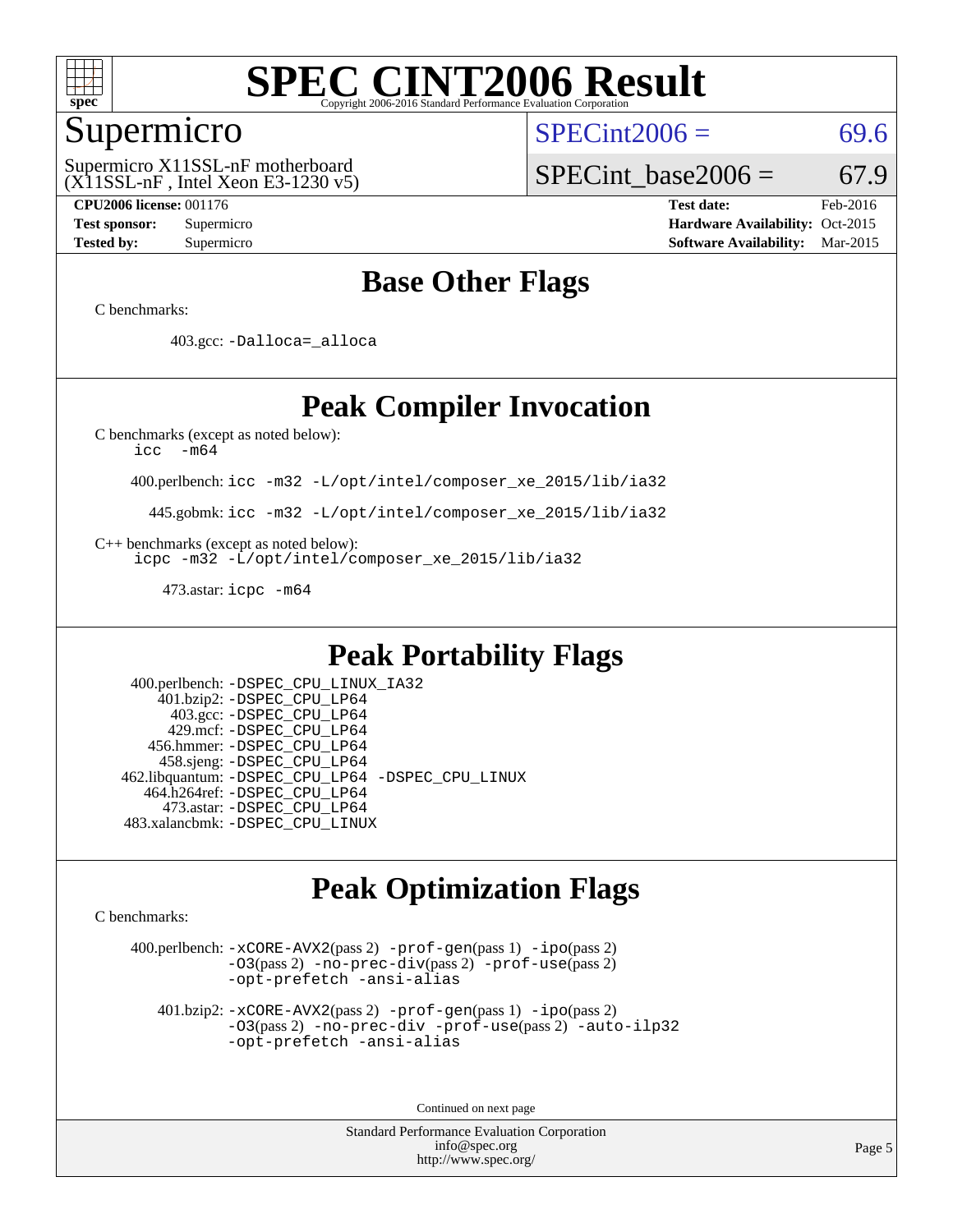## Base Other Flags

C benchmarks:

403.gcc: `-Dalloca=_alloca`

## Peak Compiler Invocation

C benchmarks (except as noted below):
`icc -m64`

400.perlbench: `icc -m32 -L/opt/intel/composer_xe_2015/lib/ia32`

445.gobmk: `icc -m32 -L/opt/intel/composer_xe_2015/lib/ia32`

C++ benchmarks (except as noted below):
`icpc -m32 -L/opt/intel/composer_xe_2015/lib/ia32`

473.astar: `icpc -m64`

## Peak Portability Flags

400.perlbench: `-DSPEC_CPU_LINUX_IA32`
401.bzip2: `-DSPEC_CPU_LP64`
403.gcc: `-DSPEC_CPU_LP64`
429.mcf: `-DSPEC_CPU_LP64`
456.hmmer: `-DSPEC_CPU_LP64`
458.sjeng: `-DSPEC_CPU_LP64`
462.libquantum: `-DSPEC_CPU_LP64 -DSPEC_CPU_LINUX`
464.h264ref: `-DSPEC_CPU_LP64`
473.astar: `-DSPEC_CPU_LP64`
483.xalancbmk: `-DSPEC_CPU_LINUX`

## Peak Optimization Flags

C benchmarks:

400.perlbench: `-xCORE-AVX2`(pass 2) `-prof-gen`(pass 1) `-ipo`(pass 2) `-O3`(pass 2) `-no-prec-div`(pass 2) `-prof-use`(pass 2) `-opt-prefetch -ansi-alias`

401.bzip2: `-xCORE-AVX2`(pass 2) `-prof-gen`(pass 1) `-ipo`(pass 2) `-O3`(pass 2) `-no-prec-div -prof-use`(pass 2) `-auto-ilp32 -opt-prefetch -ansi-alias`

Continued on next page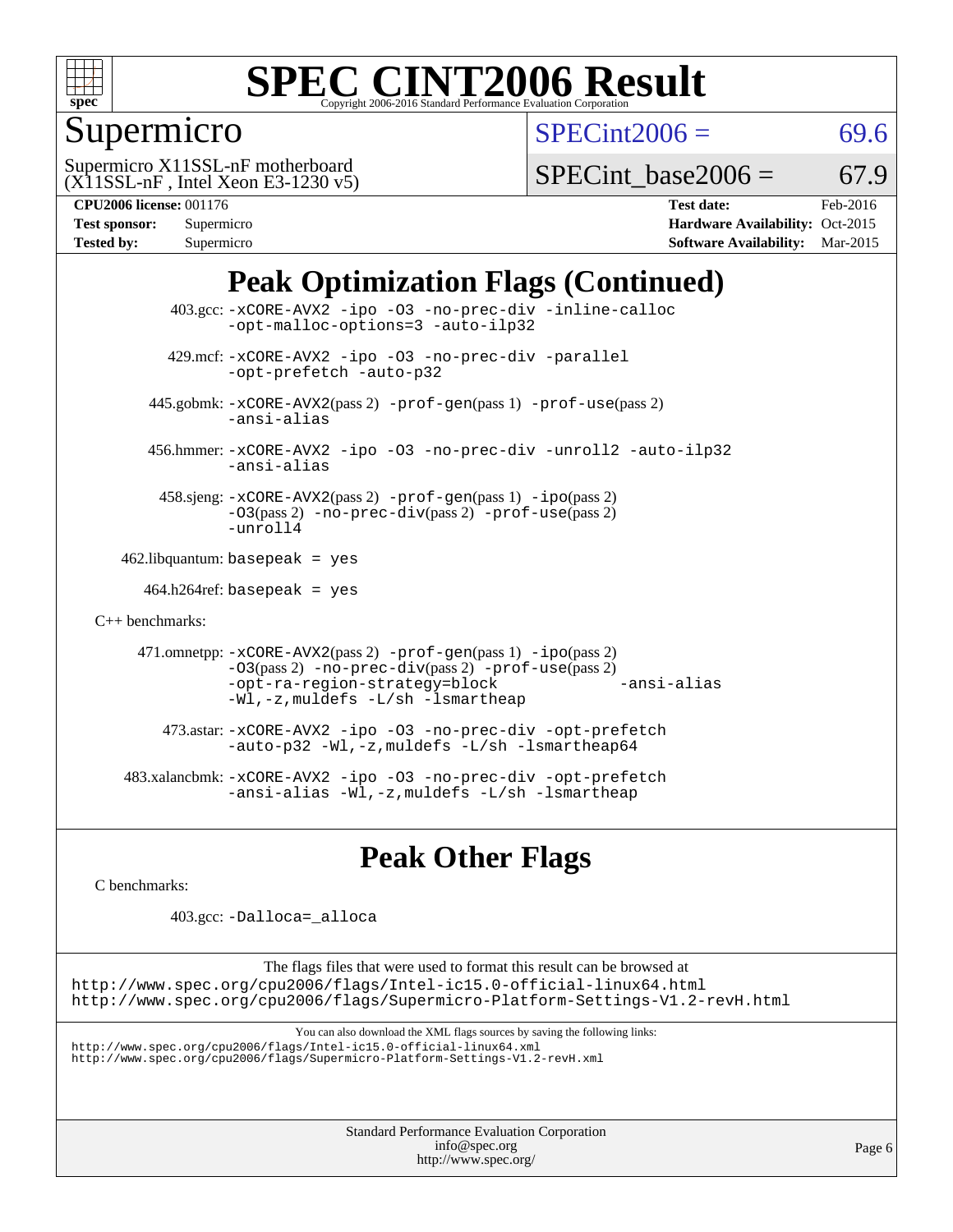# SPEC CINT2006 Result

Copyright 2006-2016 Standard Performance Evaluation Corporation

## Supermicro

Supermicro X11SSL-nF motherboard
(X11SSL-nF , Intel Xeon E3-1230 v5)

SPECint2006 = 69.6

SPECint_base2006 = 67.9

| | | | |
|---|---|---|---|
| **CPU2006 license:** 001176 | | **Test date:** | Feb-2016 |
| **Test sponsor:** | Supermicro | **Hardware Availability:** | Oct-2015 |
| **Tested by:** | Supermicro | **Software Availability:** | Mar-2015 |

## Peak Optimization Flags (Continued)

403.gcc: -xCORE-AVX2 -ipo -O3 -no-prec-div -inline-calloc -opt-malloc-options=3 -auto-ilp32

429.mcf: -xCORE-AVX2 -ipo -O3 -no-prec-div -parallel -opt-prefetch -auto-p32

445.gobmk: -xCORE-AVX2(pass 2) -prof-gen(pass 1) -prof-use(pass 2) -ansi-alias

456.hmmer: -xCORE-AVX2 -ipo -O3 -no-prec-div -unroll2 -auto-ilp32 -ansi-alias

458.sjeng: -xCORE-AVX2(pass 2) -prof-gen(pass 1) -ipo(pass 2) -O3(pass 2) -no-prec-div(pass 2) -prof-use(pass 2) -unroll4

462.libquantum: basepeak = yes

464.h264ref: basepeak = yes

C++ benchmarks:

471.omnetpp: -xCORE-AVX2(pass 2) -prof-gen(pass 1) -ipo(pass 2) -O3(pass 2) -no-prec-div(pass 2) -prof-use(pass 2) -opt-ra-region-strategy=block -ansi-alias -Wl,-z,muldefs -L/sh -lsmartheap

473.astar: -xCORE-AVX2 -ipo -O3 -no-prec-div -opt-prefetch -auto-p32 -Wl,-z,muldefs -L/sh -lsmartheap64

483.xalancbmk: -xCORE-AVX2 -ipo -O3 -no-prec-div -opt-prefetch -ansi-alias -Wl,-z,muldefs -L/sh -lsmartheap

## Peak Other Flags

C benchmarks:

403.gcc: -Dalloca=_alloca

The flags files that were used to format this result can be browsed at
http://www.spec.org/cpu2006/flags/Intel-ic15.0-official-linux64.html
http://www.spec.org/cpu2006/flags/Supermicro-Platform-Settings-V1.2-revH.html

You can also download the XML flags sources by saving the following links:
http://www.spec.org/cpu2006/flags/Intel-ic15.0-official-linux64.xml
http://www.spec.org/cpu2006/flags/Supermicro-Platform-Settings-V1.2-revH.xml

Standard Performance Evaluation Corporation
info@spec.org
http://www.spec.org/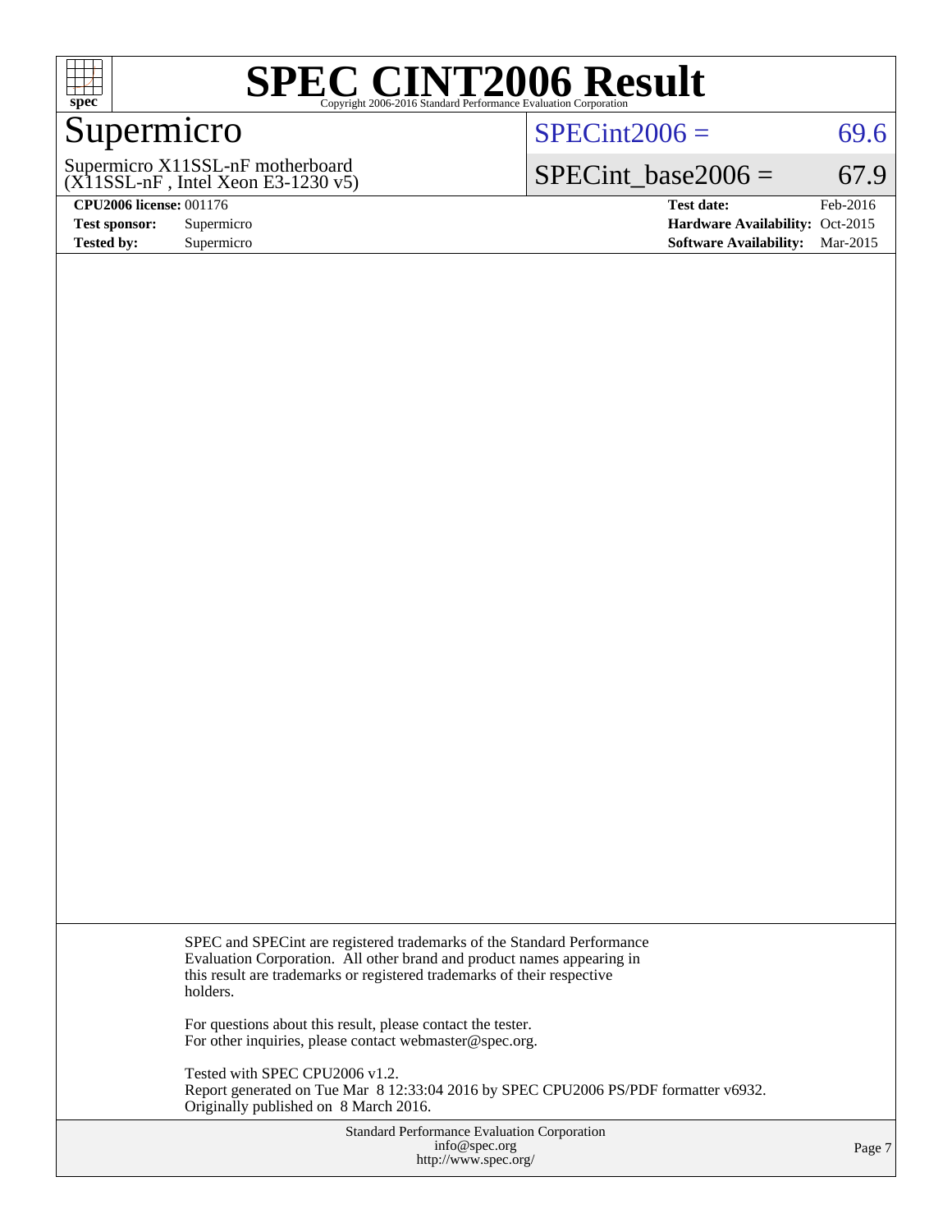SPEC and SPECint are registered trademarks of the Standard Performance Evaluation Corporation. All other brand and product names appearing in this result are trademarks or registered trademarks of their respective holders.

For questions about this result, please contact the tester.
For other inquiries, please contact webmaster@spec.org.

Tested with SPEC CPU2006 v1.2.
Report generated on Tue Mar 8 12:33:04 2016 by SPEC CPU2006 PS/PDF formatter v6932.
Originally published on 8 March 2016.